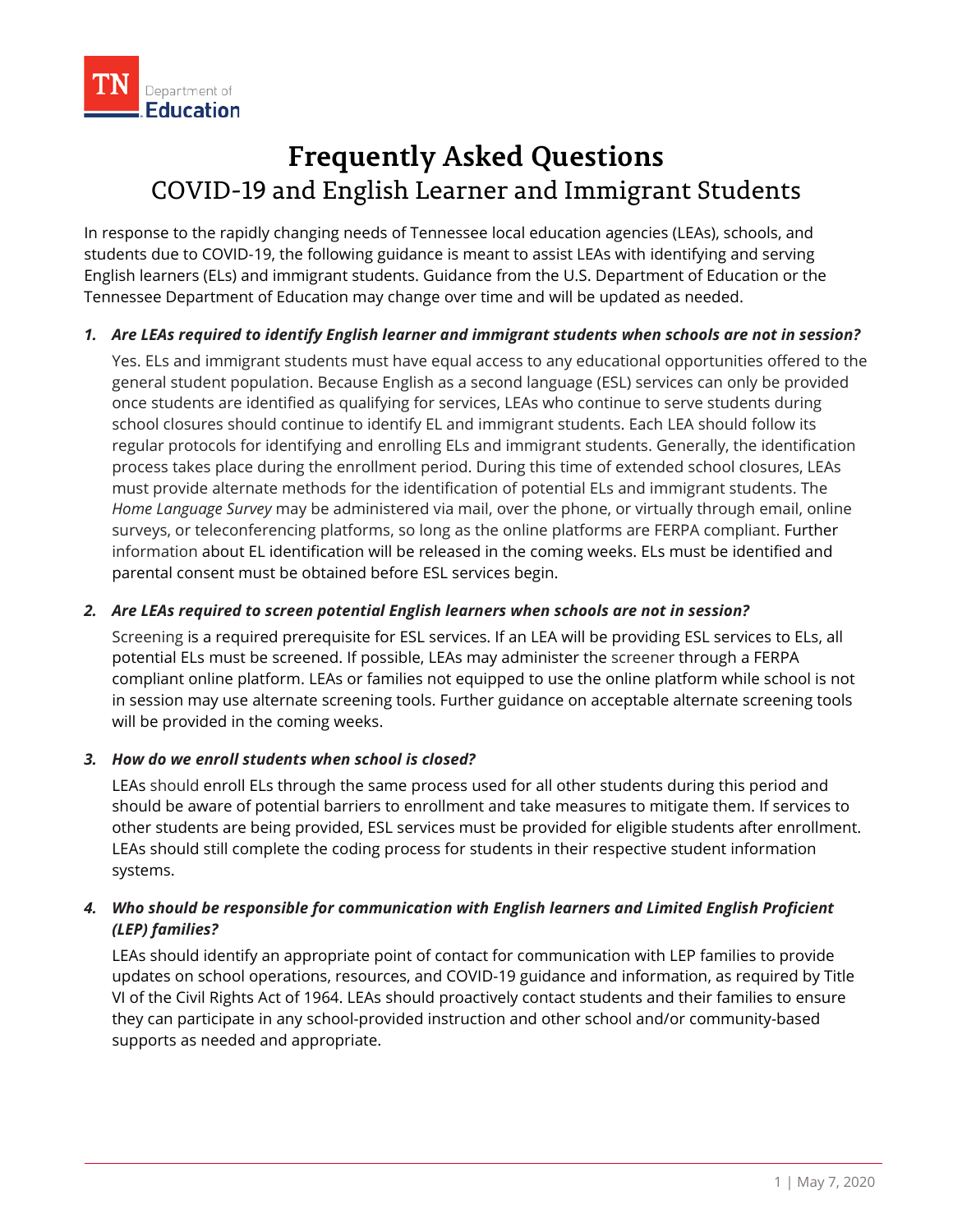TN Department of Education

# Frequently Asked Questions
## COVID-19 and English Learner and Immigrant Students

In response to the rapidly changing needs of Tennessee local education agencies (LEAs), schools, and students due to COVID-19, the following guidance is meant to assist LEAs with identifying and serving English learners (ELs) and immigrant students. Guidance from the U.S. Department of Education or the Tennessee Department of Education may change over time and will be updated as needed.

1. ***Are LEAs required to identify English learner and immigrant students when schools are not in session?***

   Yes. ELs and immigrant students must have equal access to any educational opportunities offered to the general student population. Because English as a second language (ESL) services can only be provided once students are identified as qualifying for services, LEAs who continue to serve students during school closures should continue to identify EL and immigrant students. Each LEA should follow its regular protocols for identifying and enrolling ELs and immigrant students. Generally, the identification process takes place during the enrollment period. During this time of extended school closures, LEAs must provide alternate methods for the identification of potential ELs and immigrant students. The *Home Language Survey* may be administered via mail, over the phone, or virtually through email, online surveys, or teleconferencing platforms, so long as the online platforms are FERPA compliant. Further information about EL identification will be released in the coming weeks. ELs must be identified and parental consent must be obtained before ESL services begin.

2. ***Are LEAs required to screen potential English learners when schools are not in session?***

   Screening is a required prerequisite for ESL services. If an LEA will be providing ESL services to ELs, all potential ELs must be screened. If possible, LEAs may administer the screener through a FERPA compliant online platform. LEAs or families not equipped to use the online platform while school is not in session may use alternate screening tools. Further guidance on acceptable alternate screening tools will be provided in the coming weeks.

3. ***How do we enroll students when school is closed?***

   LEAs should enroll ELs through the same process used for all other students during this period and should be aware of potential barriers to enrollment and take measures to mitigate them. If services to other students are being provided, ESL services must be provided for eligible students after enrollment. LEAs should still complete the coding process for students in their respective student information systems.

4. ***Who should be responsible for communication with English learners and Limited English Proficient (LEP) families?***

   LEAs should identify an appropriate point of contact for communication with LEP families to provide updates on school operations, resources, and COVID-19 guidance and information, as required by Title VI of the Civil Rights Act of 1964. LEAs should proactively contact students and their families to ensure they can participate in any school-provided instruction and other school and/or community-based supports as needed and appropriate.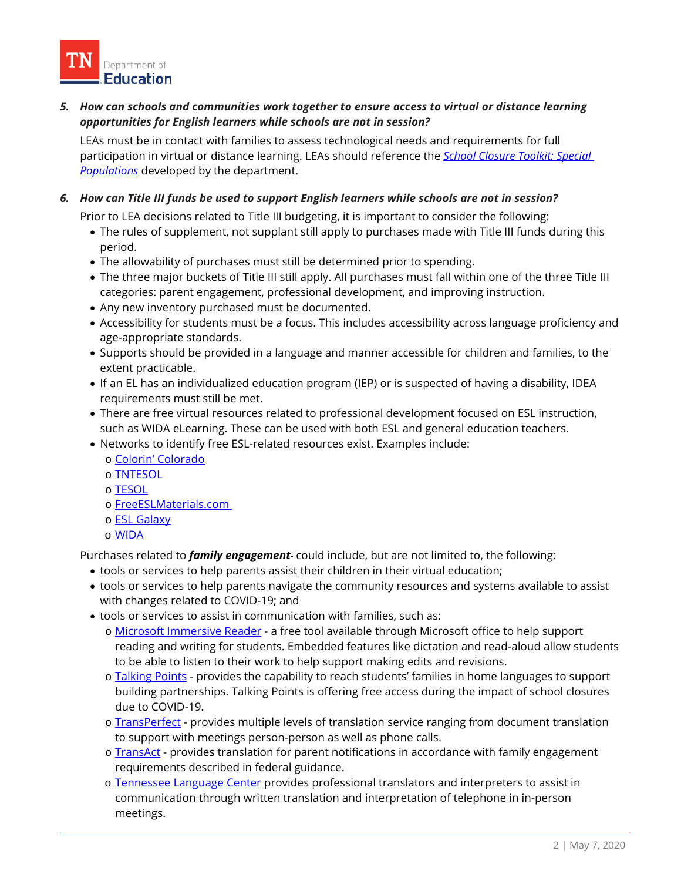5. ***How can schools and communities work together to ensure access to virtual or distance learning opportunities for English learners while schools are not in session?***

   LEAs must be in contact with families to assess technological needs and requirements for full participation in virtual or distance learning. LEAs should reference the *School Closure Toolkit: Special Populations* developed by the department.

6. ***How can Title III funds be used to support English learners while schools are not in session?***

   Prior to LEA decisions related to Title III budgeting, it is important to consider the following:
   - The rules of supplement, not supplant still apply to purchases made with Title III funds during this period.
   - The allowability of purchases must still be determined prior to spending.
   - The three major buckets of Title III still apply. All purchases must fall within one of the three Title III categories: parent engagement, professional development, and improving instruction.
   - Any new inventory purchased must be documented.
   - Accessibility for students must be a focus. This includes accessibility across language proficiency and age-appropriate standards.
   - Supports should be provided in a language and manner accessible for children and families, to the extent practicable.
   - If an EL has an individualized education program (IEP) or is suspected of having a disability, IDEA requirements must still be met.
   - There are free virtual resources related to professional development focused on ESL instruction, such as WIDA eLearning. These can be used with both ESL and general education teachers.
   - Networks to identify free ESL-related resources exist. Examples include:
     - Colorin' Colorado
     - TNTESOL
     - TESOL
     - FreeESLMaterials.com
     - ESL Galaxy
     - WIDA

   Purchases related to ***family engagement***[i] could include, but are not limited to, the following:
   - tools or services to help parents assist their children in their virtual education;
   - tools or services to help parents navigate the community resources and systems available to assist with changes related to COVID-19; and
   - tools or services to assist in communication with families, such as:
     - Microsoft Immersive Reader - a free tool available through Microsoft office to help support reading and writing for students. Embedded features like dictation and read-aloud allow students to be able to listen to their work to help support making edits and revisions.
     - Talking Points - provides the capability to reach students' families in home languages to support building partnerships. Talking Points is offering free access during the impact of school closures due to COVID-19.
     - TransPerfect - provides multiple levels of translation service ranging from document translation to support with meetings person-person as well as phone calls.
     - TransAct - provides translation for parent notifications in accordance with family engagement requirements described in federal guidance.
     - Tennessee Language Center provides professional translators and interpreters to assist in communication through written translation and interpretation of telephone in in-person meetings.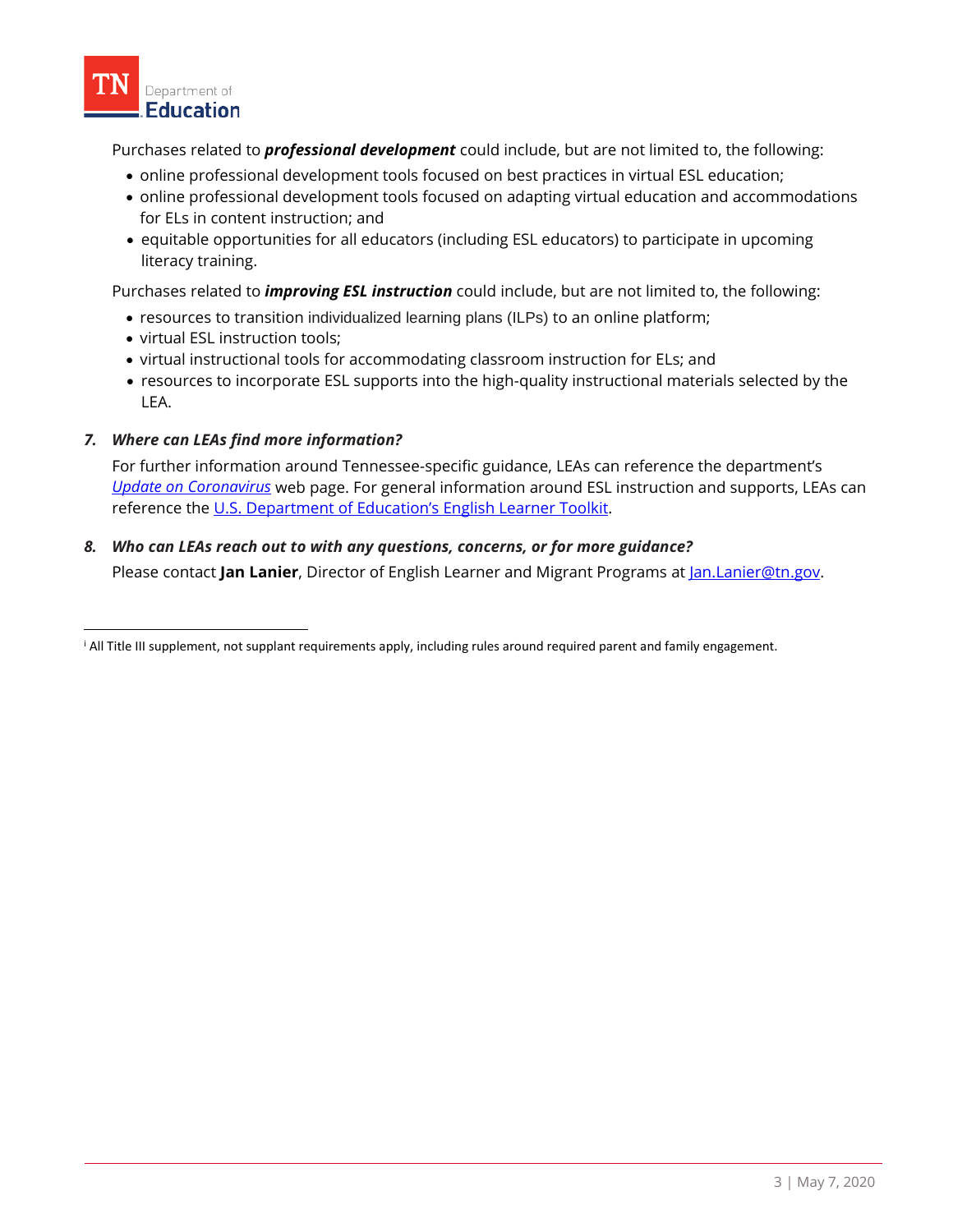Purchases related to ***professional development*** could include, but are not limited to, the following:

- online professional development tools focused on best practices in virtual ESL education;
- online professional development tools focused on adapting virtual education and accommodations for ELs in content instruction; and
- equitable opportunities for all educators (including ESL educators) to participate in upcoming literacy training.

Purchases related to ***improving ESL instruction*** could include, but are not limited to, the following:

- resources to transition individualized learning plans (ILPs) to an online platform;
- virtual ESL instruction tools;
- virtual instructional tools for accommodating classroom instruction for ELs; and
- resources to incorporate ESL supports into the high-quality instructional materials selected by the LEA.

***7. Where can LEAs find more information?***

For further information around Tennessee-specific guidance, LEAs can reference the department's *Update on Coronavirus* web page. For general information around ESL instruction and supports, LEAs can reference the U.S. Department of Education's English Learner Toolkit.

***8. Who can LEAs reach out to with any questions, concerns, or for more guidance?***

Please contact **Jan Lanier**, Director of English Learner and Migrant Programs at Jan.Lanier@tn.gov.

---

[i] All Title III supplement, not supplant requirements apply, including rules around required parent and family engagement.